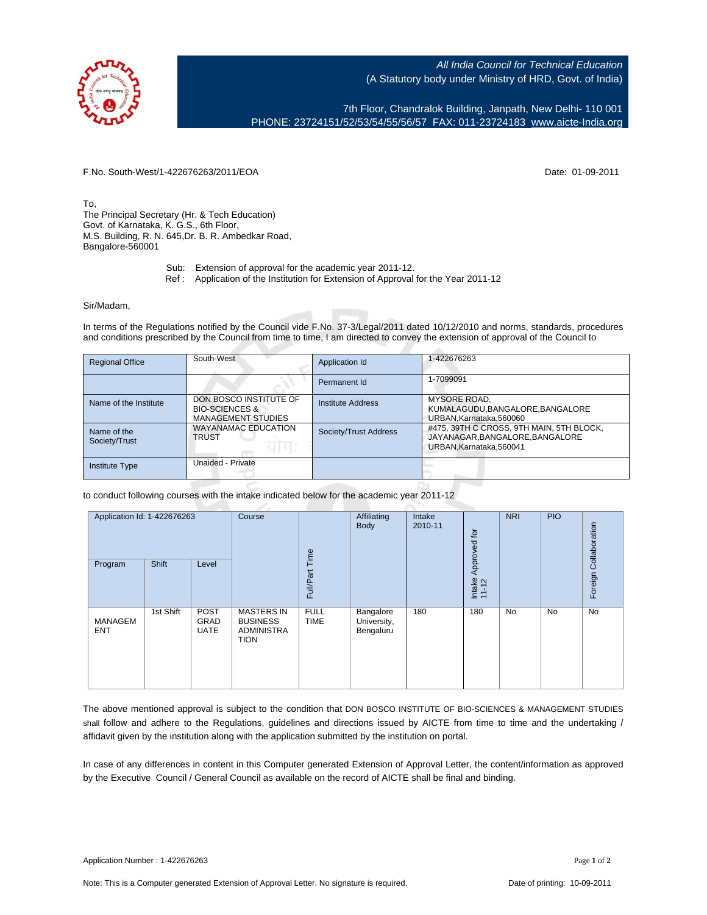All India Council for Technical Education
(A Statutory body under Ministry of HRD, Govt. of India)

7th Floor, Chandralok Building, Janpath, New Delhi- 110 001
PHONE: 23724151/52/53/54/55/56/57 FAX: 011-23724183 www.aicte-India.org

F.No. South-West/1-422676263/2011/EOA                                                                 Date: 01-09-2011

To,
The Principal Secretary (Hr. & Tech Education)
Govt. of Karnataka, K. G.S., 6th Floor,
M.S. Building, R. N. 645,Dr. B. R. Ambedkar Road,
Bangalore-560001

Sub: Extension of approval for the academic year 2011-12.
Ref : Application of the Institution for Extension of Approval for the Year 2011-12

Sir/Madam,

In terms of the Regulations notified by the Council vide F.No. 37-3/Legal/2011 dated 10/12/2010 and norms, standards, procedures and conditions prescribed by the Council from time to time, I am directed to convey the extension of approval of the Council to

| Regional Office | South-West | Application Id | 1-422676263 |
|---|---|---|---|
| | | Permanent Id | 1-7099091 |
| Name of the Institute | DON BOSCO INSTITUTE OF BIO-SCIENCES & MANAGEMENT STUDIES | Institute Address | MYSORE ROAD, KUMALAGUDU,BANGALORE,BANGALORE URBAN,Karnataka,560060 |
| Name of the Society/Trust | WAYANAMAC EDUCATION TRUST | Society/Trust Address | #475, 39TH C CROSS, 9TH MAIN, 5TH BLOCK, JAYANAGAR,BANGALORE,BANGALORE URBAN,Karnataka,560041 |
| Institute Type | Unaided - Private | | |

to conduct following courses with the intake indicated below for the academic year 2011-12

| Application Id: 1-422676263 | | | Course | Full/Part Time | Affiliating Body | Intake 2010-11 | Intake Approved for 11-12 | NRI | PIO | Foreign Collaboration |
|---|---|---|---|---|---|---|---|---|---|---|
| Program | Shift | Level | | | | | | | | |
| MANAGEMENT | 1st Shift | POST GRADUATE | MASTERS IN BUSINESS ADMINISTRATION | FULL TIME | Bangalore University, Bengaluru | 180 | 180 | No | No | No |

The above mentioned approval is subject to the condition that DON BOSCO INSTITUTE OF BIO-SCIENCES & MANAGEMENT STUDIES shall follow and adhere to the Regulations, guidelines and directions issued by AICTE from time to time and the undertaking / affidavit given by the institution along with the application submitted by the institution on portal.

In case of any differences in content in this Computer generated Extension of Approval Letter, the content/information as approved by the Executive Council / General Council as available on the record of AICTE shall be final and binding.

Application Number : 1-422676263

Note: This is a Computer generated Extension of Approval Letter. No signature is required.                Date of printing: 10-09-2011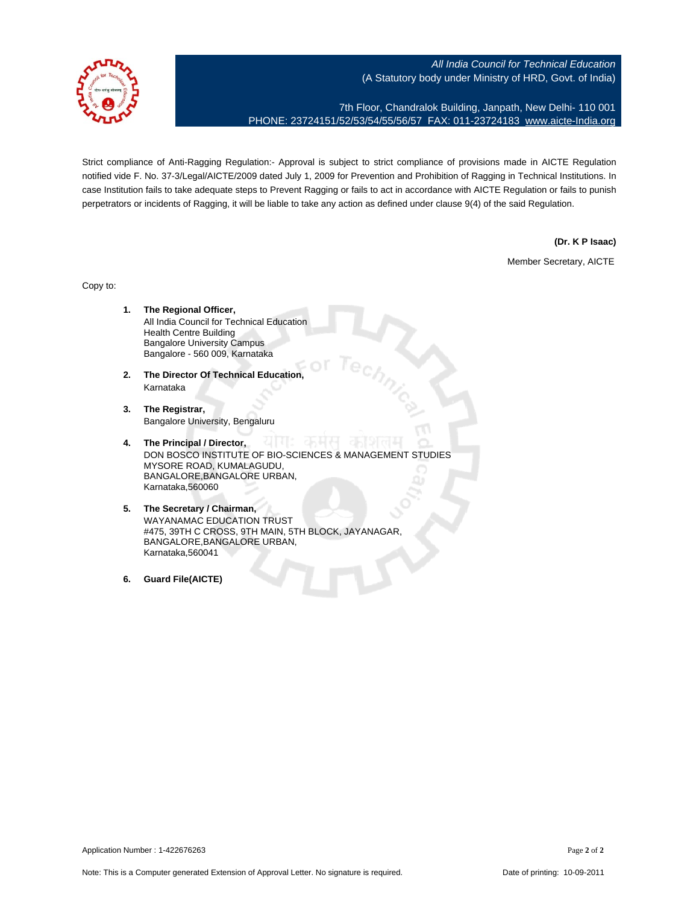*All India Council for Technical Education*
(A Statutory body under Ministry of HRD, Govt. of India)

7th Floor, Chandralok Building, Janpath, New Delhi- 110 001
PHONE: 23724151/52/53/54/55/56/57 FAX: 011-23724183 www.aicte-India.org

Strict compliance of Anti-Ragging Regulation:- Approval is subject to strict compliance of provisions made in AICTE Regulation notified vide F. No. 37-3/Legal/AICTE/2009 dated July 1, 2009 for Prevention and Prohibition of Ragging in Technical Institutions. In case Institution fails to take adequate steps to Prevent Ragging or fails to act in accordance with AICTE Regulation or fails to punish perpetrators or incidents of Ragging, it will be liable to take any action as defined under clause 9(4) of the said Regulation.

**(Dr. K P Isaac)**

Member Secretary, AICTE

Copy to:

1. **The Regional Officer,**
   All India Council for Technical Education
   Health Centre Building
   Bangalore University Campus
   Bangalore - 560 009, Karnataka

2. **The Director Of Technical Education,**
   Karnataka

3. **The Registrar,**
   Bangalore University, Bengaluru

4. **The Principal / Director,**
   DON BOSCO INSTITUTE OF BIO-SCIENCES & MANAGEMENT STUDIES
   MYSORE ROAD, KUMALAGUDU,
   BANGALORE,BANGALORE URBAN,
   Karnataka,560060

5. **The Secretary / Chairman,**
   WAYANAMAC EDUCATION TRUST
   #475, 39TH C CROSS, 9TH MAIN, 5TH BLOCK, JAYANAGAR,
   BANGALORE,BANGALORE URBAN,
   Karnataka,560041

6. **Guard File(AICTE)**

Application Number : 1-422676263

Note: This is a Computer generated Extension of Approval Letter. No signature is required.

Date of printing: 10-09-2011